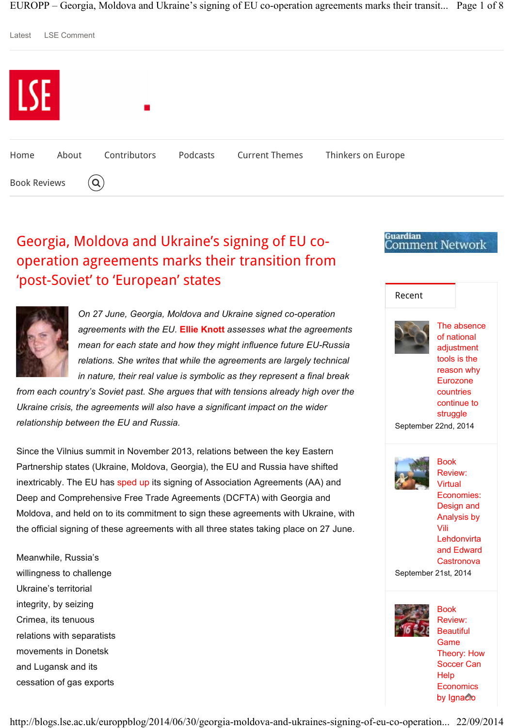Latest LSE Comment

Home About Contributors Podcasts Current Themes Thinkers on Europe Book Reviews

# Georgia, Moldova and Ukraine's signing of EU co-operation agreements marks their transition from 'post-Soviet' to 'European' states

*On 27 June, Georgia, Moldova and Ukraine signed co-operation agreements with the EU.* ***Ellie Knott*** *assesses what the agreements mean for each state and how they might influence future EU-Russia relations. She writes that while the agreements are largely technical in nature, their real value is symbolic as they represent a final break from each country's Soviet past. She argues that with tensions already high over the Ukraine crisis, the agreements will also have a significant impact on the wider relationship between the EU and Russia.*

Since the Vilnius summit in November 2013, relations between the key Eastern Partnership states (Ukraine, Moldova, Georgia), the EU and Russia have shifted inextricably. The EU has sped up its signing of Association Agreements (AA) and Deep and Comprehensive Free Trade Agreements (DCFTA) with Georgia and Moldova, and held on to its commitment to sign these agreements with Ukraine, with the official signing of these agreements with all three states taking place on 27 June.

Meanwhile, Russia's willingness to challenge Ukraine's territorial integrity, by seizing Crimea, its tenuous relations with separatists movements in Donetsk and Lugansk and its cessation of gas exports

Guardian Comment Network

Recent

The absence of national adjustment tools is the reason why Eurozone countries continue to struggle
September 22nd, 2014

Book Review: Virtual Economies: Design and Analysis by Vili Lehdonvirta and Edward Castronova
September 21st, 2014

Book Review: Beautiful Game Theory: How Soccer Can Help Economics by Ignacio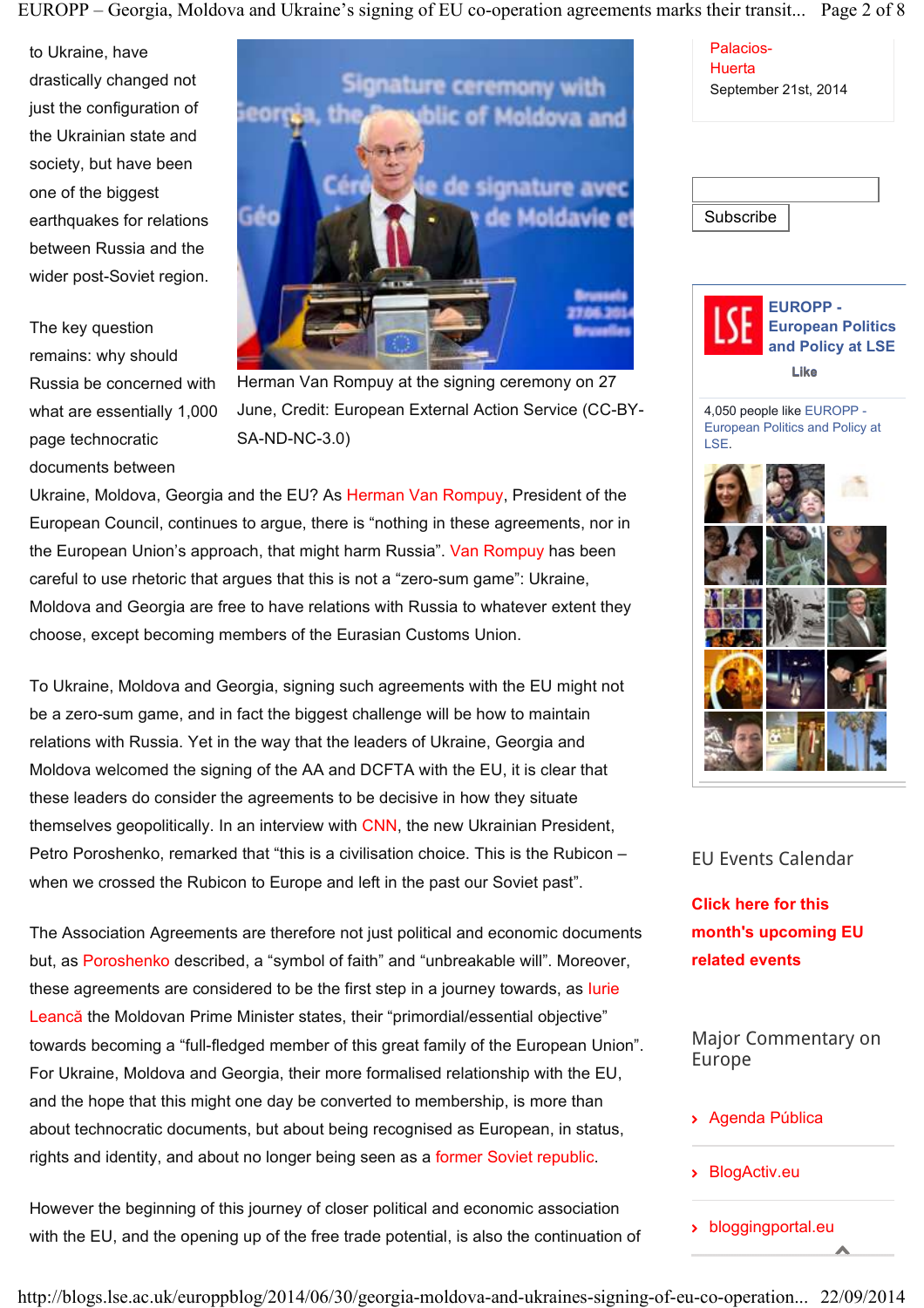to Ukraine, have drastically changed not just the configuration of the Ukrainian state and society, but have been one of the biggest earthquakes for relations between Russia and the wider post-Soviet region.

Herman Van Rompuy at the signing ceremony on 27 June, Credit: European External Action Service (CC-BY-SA-ND-NC-3.0)

The key question remains: why should Russia be concerned with what are essentially 1,000 page technocratic documents between Ukraine, Moldova, Georgia and the EU? As Herman Van Rompuy, President of the European Council, continues to argue, there is "nothing in these agreements, nor in the European Union's approach, that might harm Russia". Van Rompuy has been careful to use rhetoric that argues that this is not a "zero-sum game": Ukraine, Moldova and Georgia are free to have relations with Russia to whatever extent they choose, except becoming members of the Eurasian Customs Union.

To Ukraine, Moldova and Georgia, signing such agreements with the EU might not be a zero-sum game, and in fact the biggest challenge will be how to maintain relations with Russia. Yet in the way that the leaders of Ukraine, Georgia and Moldova welcomed the signing of the AA and DCFTA with the EU, it is clear that these leaders do consider the agreements to be decisive in how they situate themselves geopolitically. In an interview with CNN, the new Ukrainian President, Petro Poroshenko, remarked that "this is a civilisation choice. This is the Rubicon – when we crossed the Rubicon to Europe and left in the past our Soviet past".

The Association Agreements are therefore not just political and economic documents but, as Poroshenko described, a "symbol of faith" and "unbreakable will". Moreover, these agreements are considered to be the first step in a journey towards, as Iurie Leancă the Moldovan Prime Minister states, their "primordial/essential objective" towards becoming a "full-fledged member of this great family of the European Union". For Ukraine, Moldova and Georgia, their more formalised relationship with the EU, and the hope that this might one day be converted to membership, is more than about technocratic documents, but about being recognised as European, in status, rights and identity, and about no longer being seen as a former Soviet republic.

However the beginning of this journey of closer political and economic association with the EU, and the opening up of the free trade potential, is also the continuation of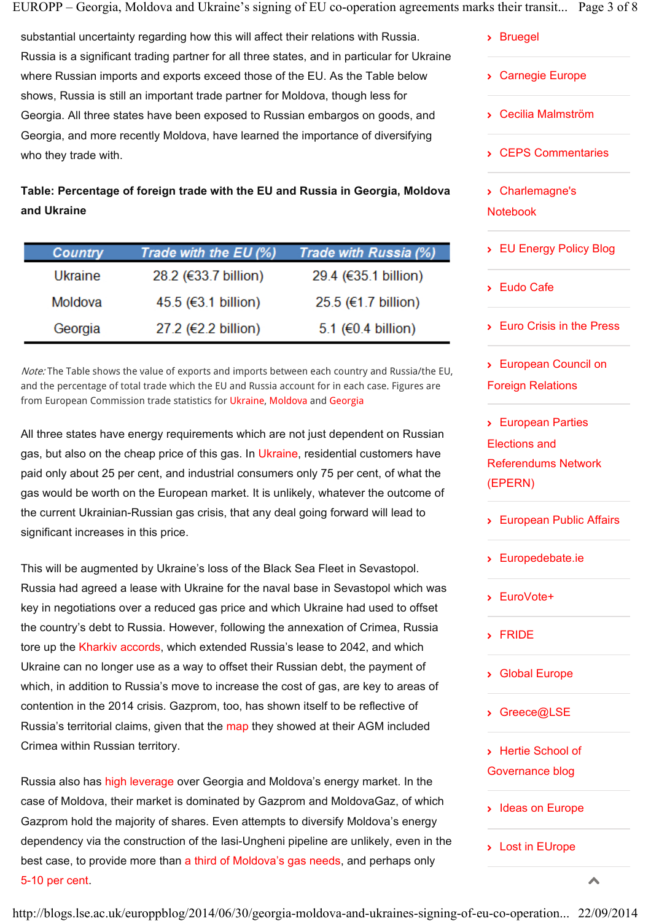substantial uncertainty regarding how this will affect their relations with Russia. Russia is a significant trading partner for all three states, and in particular for Ukraine where Russian imports and exports exceed those of the EU. As the Table below shows, Russia is still an important trade partner for Moldova, though less for Georgia. All three states have been exposed to Russian embargos on goods, and Georgia, and more recently Moldova, have learned the importance of diversifying who they trade with.

**Table: Percentage of foreign trade with the EU and Russia in Georgia, Moldova and Ukraine**

| Country | Trade with the EU (%) | Trade with Russia (%) |
| --- | --- | --- |
| Ukraine | 28.2 (€33.7 billion) | 29.4 (€35.1 billion) |
| Moldova | 45.5 (€3.1 billion) | 25.5 (€1.7 billion) |
| Georgia | 27.2 (€2.2 billion) | 5.1 (€0.4 billion) |

*Note:* The Table shows the value of exports and imports between each country and Russia/the EU, and the percentage of total trade which the EU and Russia account for in each case. Figures are from European Commission trade statistics for Ukraine, Moldova and Georgia

All three states have energy requirements which are not just dependent on Russian gas, but also on the cheap price of this gas. In Ukraine, residential customers have paid only about 25 per cent, and industrial consumers only 75 per cent, of what the gas would be worth on the European market. It is unlikely, whatever the outcome of the current Ukrainian-Russian gas crisis, that any deal going forward will lead to significant increases in this price.

This will be augmented by Ukraine's loss of the Black Sea Fleet in Sevastopol. Russia had agreed a lease with Ukraine for the naval base in Sevastopol which was key in negotiations over a reduced gas price and which Ukraine had used to offset the country's debt to Russia. However, following the annexation of Crimea, Russia tore up the Kharkiv accords, which extended Russia's lease to 2042, and which Ukraine can no longer use as a way to offset their Russian debt, the payment of which, in addition to Russia's move to increase the cost of gas, are key to areas of contention in the 2014 crisis. Gazprom, too, has shown itself to be reflective of Russia's territorial claims, given that the map they showed at their AGM included Crimea within Russian territory.

Russia also has high leverage over Georgia and Moldova's energy market. In the case of Moldova, their market is dominated by Gazprom and MoldovaGaz, of which Gazprom hold the majority of shares. Even attempts to diversify Moldova's energy dependency via the construction of the Iasi-Ungheni pipeline are unlikely, even in the best case, to provide more than a third of Moldova's gas needs, and perhaps only 5-10 per cent.

- Bruegel
- Carnegie Europe
- Cecilia Malmström
- CEPS Commentaries
- Charlemagne's Notebook
- EU Energy Policy Blog
- Eudo Cafe
- Euro Crisis in the Press
- European Council on Foreign Relations
- European Parties Elections and Referendums Network (EPERN)
- European Public Affairs
- Europedebate.ie
- EuroVote+
- FRIDE
- Global Europe
- Greece@LSE
- Hertie School of Governance blog
- Ideas on Europe
- Lost in EUrope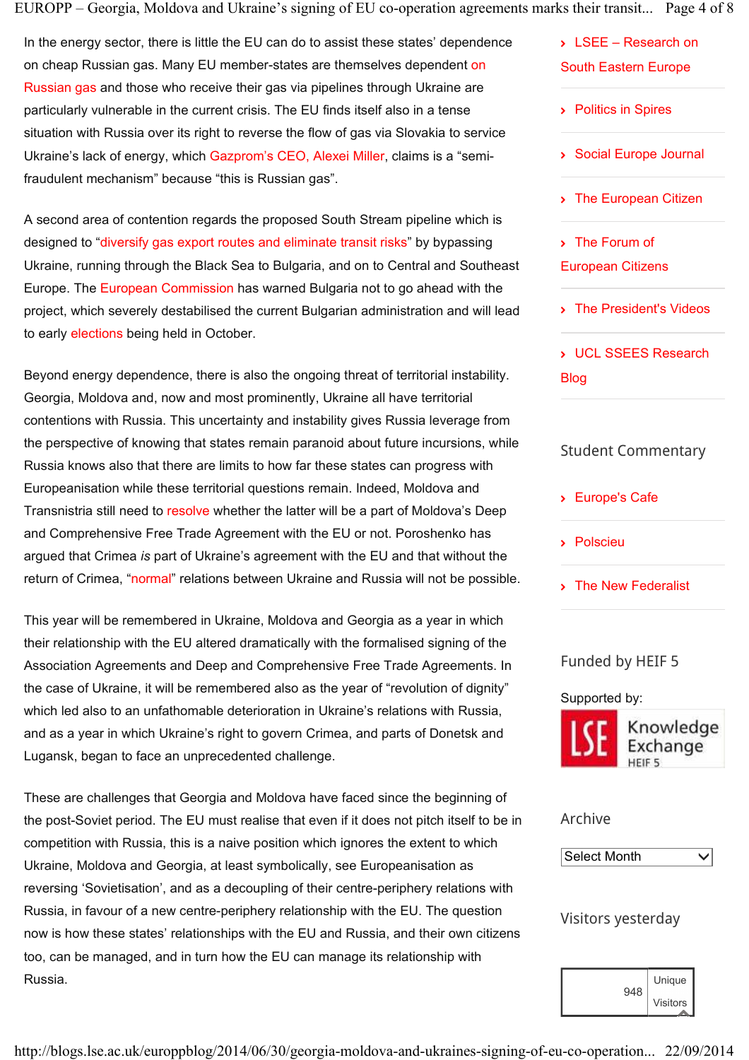In the energy sector, there is little the EU can do to assist these states' dependence on cheap Russian gas. Many EU member-states are themselves dependent on Russian gas and those who receive their gas via pipelines through Ukraine are particularly vulnerable in the current crisis. The EU finds itself also in a tense situation with Russia over its right to reverse the flow of gas via Slovakia to service Ukraine's lack of energy, which Gazprom's CEO, Alexei Miller, claims is a "semi-fraudulent mechanism" because "this is Russian gas".

A second area of contention regards the proposed South Stream pipeline which is designed to "diversify gas export routes and eliminate transit risks" by bypassing Ukraine, running through the Black Sea to Bulgaria, and on to Central and Southeast Europe. The European Commission has warned Bulgaria not to go ahead with the project, which severely destabilised the current Bulgarian administration and will lead to early elections being held in October.

Beyond energy dependence, there is also the ongoing threat of territorial instability. Georgia, Moldova and, now and most prominently, Ukraine all have territorial contentions with Russia. This uncertainty and instability gives Russia leverage from the perspective of knowing that states remain paranoid about future incursions, while Russia knows also that there are limits to how far these states can progress with Europeanisation while these territorial questions remain. Indeed, Moldova and Transnistria still need to resolve whether the latter will be a part of Moldova's Deep and Comprehensive Free Trade Agreement with the EU or not. Poroshenko has argued that Crimea *is* part of Ukraine's agreement with the EU and that without the return of Crimea, "normal" relations between Ukraine and Russia will not be possible.

This year will be remembered in Ukraine, Moldova and Georgia as a year in which their relationship with the EU altered dramatically with the formalised signing of the Association Agreements and Deep and Comprehensive Free Trade Agreements. In the case of Ukraine, it will be remembered also as the year of "revolution of dignity" which led also to an unfathomable deterioration in Ukraine's relations with Russia, and as a year in which Ukraine's right to govern Crimea, and parts of Donetsk and Lugansk, began to face an unprecedented challenge.

These are challenges that Georgia and Moldova have faced since the beginning of the post-Soviet period. The EU must realise that even if it does not pitch itself to be in competition with Russia, this is a naive position which ignores the extent to which Ukraine, Moldova and Georgia, at least symbolically, see Europeanisation as reversing 'Sovietisation', and as a decoupling of their centre-periphery relations with Russia, in favour of a new centre-periphery relationship with the EU. The question now is how these states' relationships with the EU and Russia, and their own citizens too, can be managed, and in turn how the EU can manage its relationship with Russia.

- LSEE – Research on South Eastern Europe
- Politics in Spires
- Social Europe Journal
- The European Citizen
- The Forum of European Citizens
- The President's Videos
- UCL SSEES Research Blog

## Student Commentary

- Europe's Cafe
- Polscieu
- The New Federalist

## Funded by HEIF 5

Supported by:

LSE Knowledge Exchange HEIF 5

## Archive

Select Month

## Visitors yesterday

948 Unique Visitors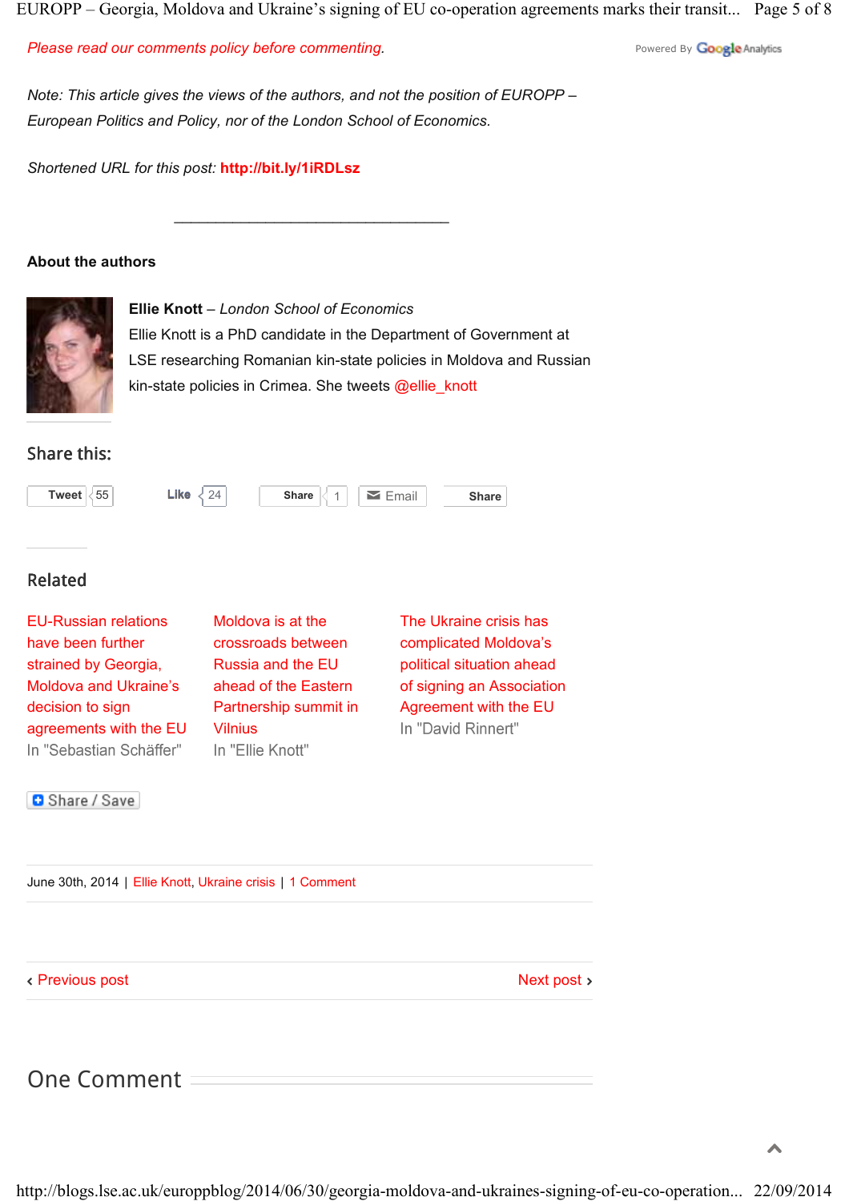*Please read our comments policy before commenting.*

*Note: This article gives the views of the authors, and not the position of EUROPP – European Politics and Policy, nor of the London School of Economics.*

*Shortened URL for this post:* **http://bit.ly/1iRDLsz**

---

**About the authors**

**Ellie Knott** – *London School of Economics*
Ellie Knott is a PhD candidate in the Department of Government at LSE researching Romanian kin-state policies in Moldova and Russian kin-state policies in Crimea. She tweets @ellie_knott

## Share this:

Tweet 55 | Like 24 | Share 1 | Email | Share

## Related

EU-Russian relations have been further strained by Georgia, Moldova and Ukraine's decision to sign agreements with the EU
In "Sebastian Schäffer"

Moldova is at the crossroads between Russia and the EU ahead of the Eastern Partnership summit in Vilnius
In "Ellie Knott"

The Ukraine crisis has complicated Moldova's political situation ahead of signing an Association Agreement with the EU
In "David Rinnert"

Share / Save

June 30th, 2014 | Ellie Knott, Ukraine crisis | 1 Comment

‹ Previous post | Next post ›

## One Comment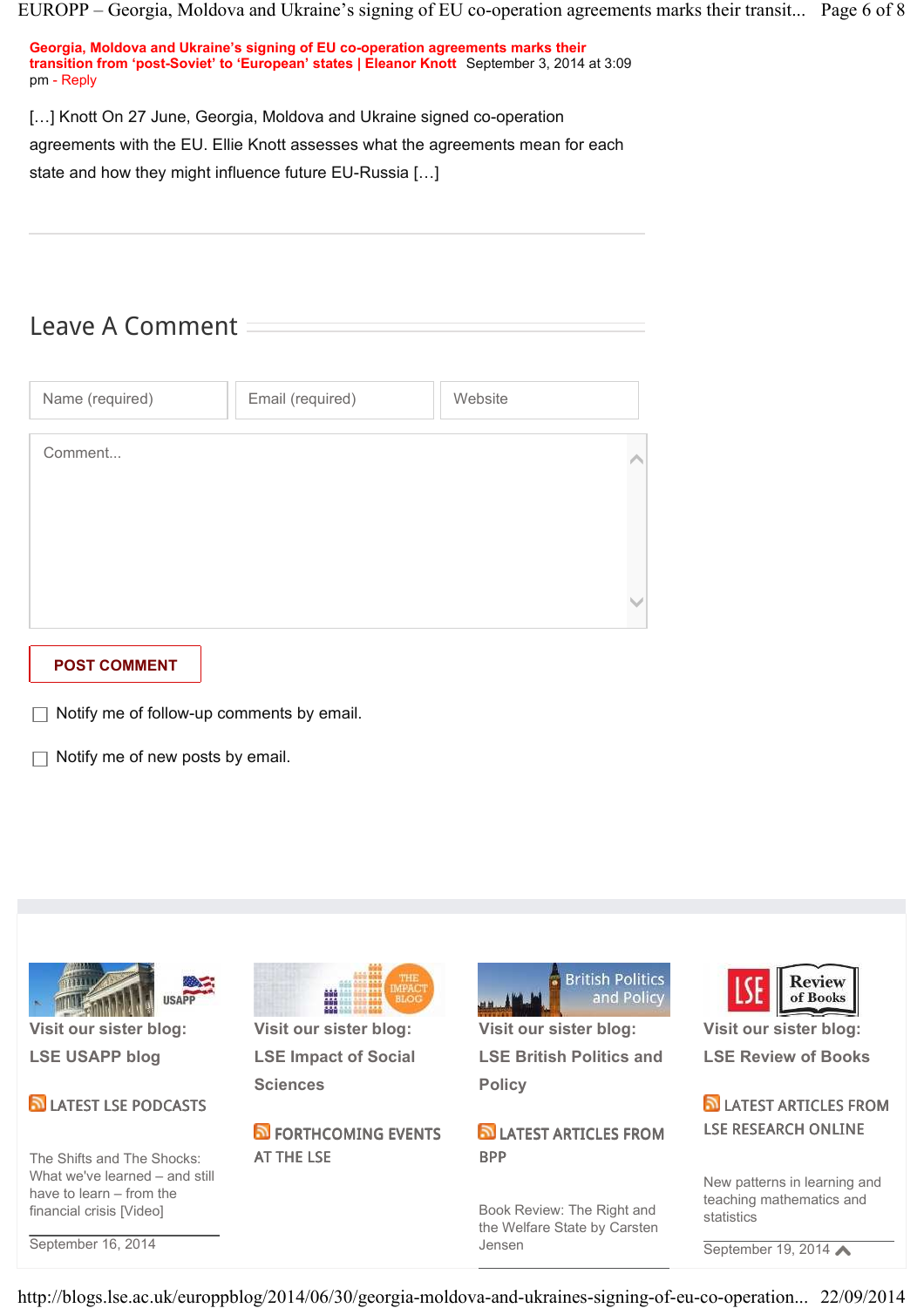**Georgia, Moldova and Ukraine's signing of EU co-operation agreements marks their transition from 'post-Soviet' to 'European' states | Eleanor Knott** September 3, 2014 at 3:09 pm - Reply

[…] Knott On 27 June, Georgia, Moldova and Ukraine signed co-operation agreements with the EU. Ellie Knott assesses what the agreements mean for each state and how they might influence future EU-Russia […]

## Leave A Comment

Name (required) | Email (required) | Website

Comment...

**POST COMMENT**

☐ Notify me of follow-up comments by email.

☐ Notify me of new posts by email.

**Visit our sister blog: LSE USAPP blog**

LATEST LSE PODCASTS

The Shifts and The Shocks: What we've learned – and still have to learn – from the financial crisis [Video]

September 16, 2014

**Visit our sister blog: LSE Impact of Social Sciences**

FORTHCOMING EVENTS AT THE LSE

**Visit our sister blog: LSE British Politics and Policy**

LATEST ARTICLES FROM BPP

Book Review: The Right and the Welfare State by Carsten Jensen

**Visit our sister blog: LSE Review of Books**

LATEST ARTICLES FROM LSE RESEARCH ONLINE

New patterns in learning and teaching mathematics and statistics

September 19, 2014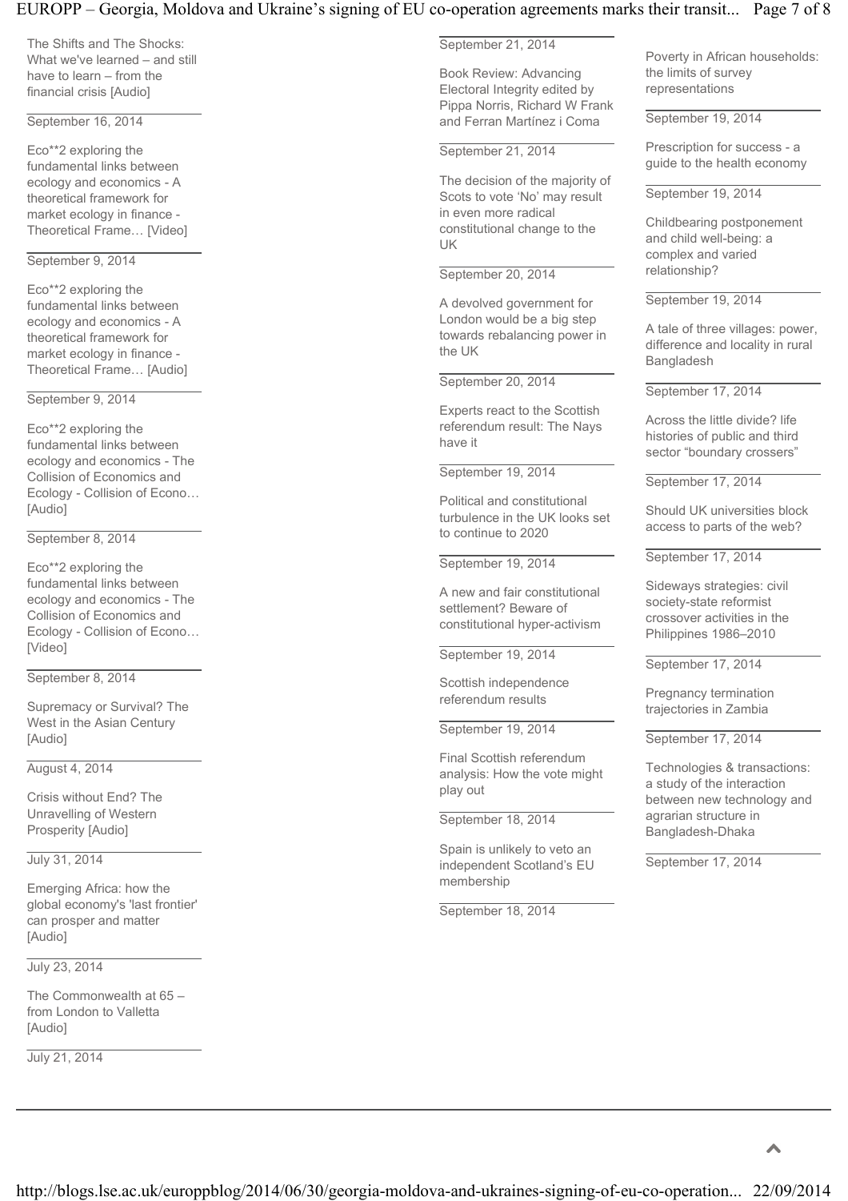The Shifts and The Shocks: What we've learned – and still have to learn – from the financial crisis [Audio]

September 16, 2014

Eco**2 exploring the fundamental links between ecology and economics - A theoretical framework for market ecology in finance - Theoretical Frame… [Video]

September 9, 2014

Eco**2 exploring the fundamental links between ecology and economics - A theoretical framework for market ecology in finance - Theoretical Frame… [Audio]

September 9, 2014

Eco**2 exploring the fundamental links between ecology and economics - The Collision of Economics and Ecology - Collision of Econo… [Audio]

September 8, 2014

Eco**2 exploring the fundamental links between ecology and economics - The Collision of Economics and Ecology - Collision of Econo… [Video]

September 8, 2014

Supremacy or Survival? The West in the Asian Century [Audio]

August 4, 2014

Crisis without End? The Unravelling of Western Prosperity [Audio]

July 31, 2014

Emerging Africa: how the global economy's 'last frontier' can prosper and matter [Audio]

July 23, 2014

The Commonwealth at 65 – from London to Valletta [Audio]

July 21, 2014

September 21, 2014

Book Review: Advancing Electoral Integrity edited by Pippa Norris, Richard W Frank and Ferran Martínez i Coma

September 21, 2014

The decision of the majority of Scots to vote 'No' may result in even more radical constitutional change to the UK

September 20, 2014

A devolved government for London would be a big step towards rebalancing power in the UK

September 20, 2014

Experts react to the Scottish referendum result: The Nays have it

September 19, 2014

Political and constitutional turbulence in the UK looks set to continue to 2020

September 19, 2014

A new and fair constitutional settlement? Beware of constitutional hyper-activism

September 19, 2014

Scottish independence referendum results

September 19, 2014

Final Scottish referendum analysis: How the vote might play out

September 18, 2014

Spain is unlikely to veto an independent Scotland's EU membership

September 18, 2014

Poverty in African households: the limits of survey representations

September 19, 2014

Prescription for success - a guide to the health economy

September 19, 2014

Childbearing postponement and child well-being: a complex and varied relationship?

September 19, 2014

A tale of three villages: power, difference and locality in rural Bangladesh

September 17, 2014

Across the little divide? life histories of public and third sector "boundary crossers"

September 17, 2014

Should UK universities block access to parts of the web?

September 17, 2014

Sideways strategies: civil society-state reformist crossover activities in the Philippines 1986–2010

September 17, 2014

Pregnancy termination trajectories in Zambia

September 17, 2014

Technologies & transactions: a study of the interaction between new technology and agrarian structure in Bangladesh-Dhaka

September 17, 2014